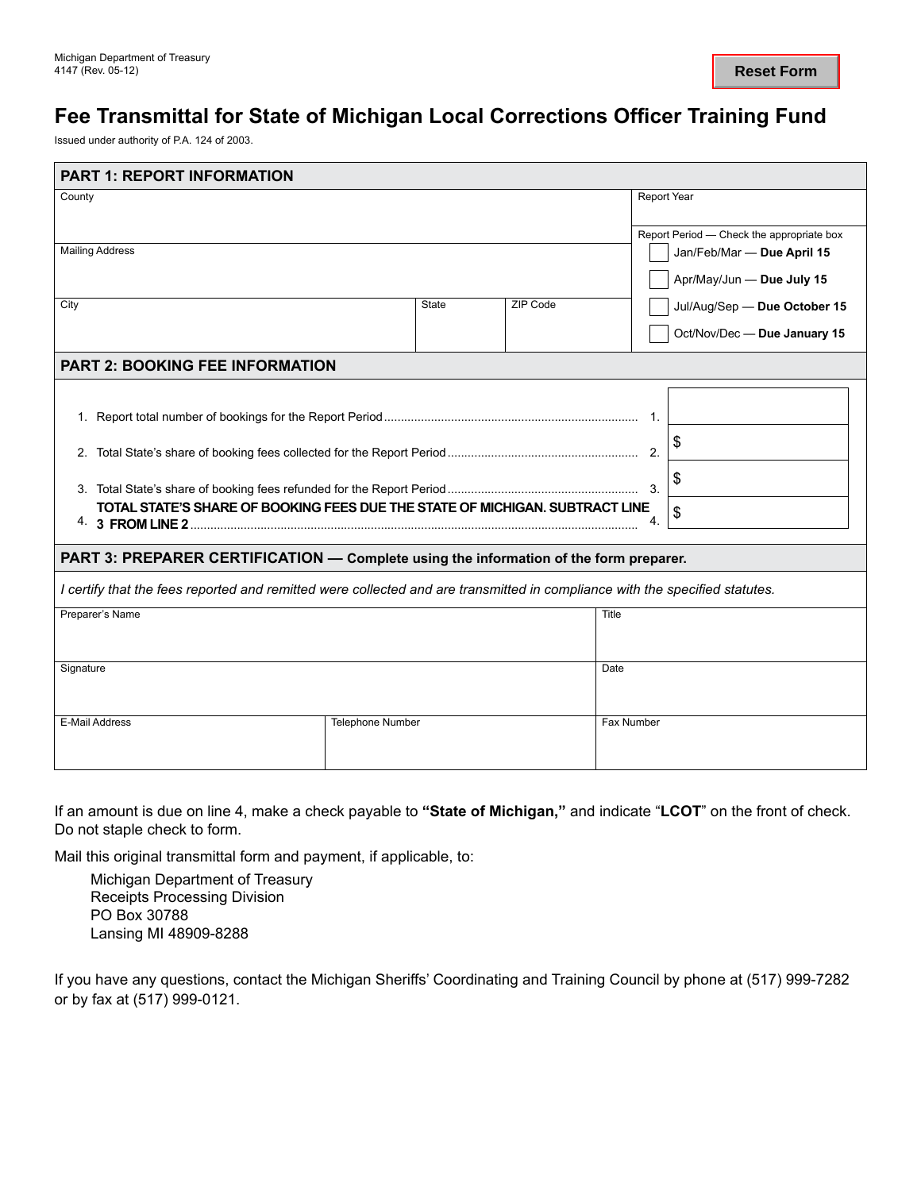Michigan Department of Treasury
4147 (Rev. 05-12)

Reset Form

# Fee Transmittal for State of Michigan Local Corrections Officer Training Fund

Issued under authority of P.A. 124 of 2003.

## PART 1: REPORT INFORMATION

| County | | | Report Year |
|---|---|---|---|
| Mailing Address | | | Report Period — Check the appropriate box<br>☐ Jan/Feb/Mar — **Due April 15**<br>☐ Apr/May/Jun — **Due July 15**<br>☐ Jul/Aug/Sep — **Due October 15**<br>☐ Oct/Nov/Dec — **Due January 15** |
| City | State | ZIP Code | |

## PART 2: BOOKING FEE INFORMATION

| | | |
|---|---|---|
| 1. Report total number of bookings for the Report Period | 1. | |
| 2. Total State's share of booking fees collected for the Report Period | 2. | $ |
| 3. Total State's share of booking fees refunded for the Report Period | 3. | $ |
| 4. **TOTAL STATE'S SHARE OF BOOKING FEES DUE THE STATE OF MICHIGAN. SUBTRACT LINE 3 FROM LINE 2** | 4. | $ |

## PART 3: PREPARER CERTIFICATION — Complete using the information of the form preparer.

*I certify that the fees reported and remitted were collected and are transmitted in compliance with the specified statutes.*

| Preparer's Name | | Title |
|---|---|---|
| Signature | | Date |
| E-Mail Address | Telephone Number | Fax Number |

If an amount is due on line 4, make a check payable to **"State of Michigan,"** and indicate "**LCOT**" on the front of check. Do not staple check to form.

Mail this original transmittal form and payment, if applicable, to:

Michigan Department of Treasury
Receipts Processing Division
PO Box 30788
Lansing MI 48909-8288

If you have any questions, contact the Michigan Sheriffs' Coordinating and Training Council by phone at (517) 999-7282 or by fax at (517) 999-0121.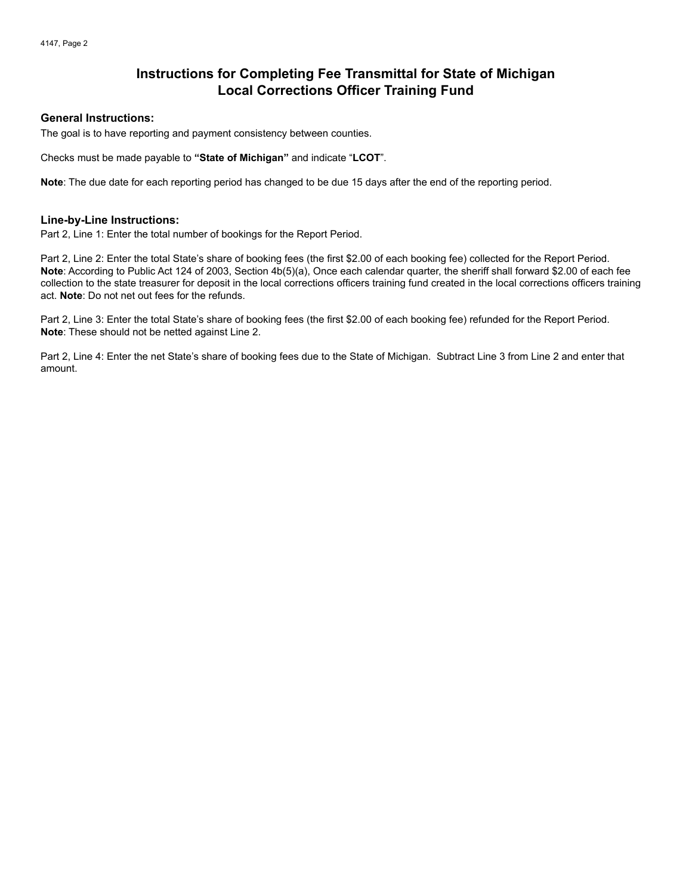# Instructions for Completing Fee Transmittal for State of Michigan Local Corrections Officer Training Fund

## General Instructions:

The goal is to have reporting and payment consistency between counties.

Checks must be made payable to **"State of Michigan"** and indicate "**LCOT**".

**Note**: The due date for each reporting period has changed to be due 15 days after the end of the reporting period.

## Line-by-Line Instructions:

Part 2, Line 1: Enter the total number of bookings for the Report Period.

Part 2, Line 2: Enter the total State's share of booking fees (the first $2.00 of each booking fee) collected for the Report Period. **Note**: According to Public Act 124 of 2003, Section 4b(5)(a), Once each calendar quarter, the sheriff shall forward $2.00 of each fee collection to the state treasurer for deposit in the local corrections officers training fund created in the local corrections officers training act. **Note**: Do not net out fees for the refunds.

Part 2, Line 3: Enter the total State's share of booking fees (the first $2.00 of each booking fee) refunded for the Report Period. **Note**: These should not be netted against Line 2.

Part 2, Line 4: Enter the net State's share of booking fees due to the State of Michigan. Subtract Line 3 from Line 2 and enter that amount.